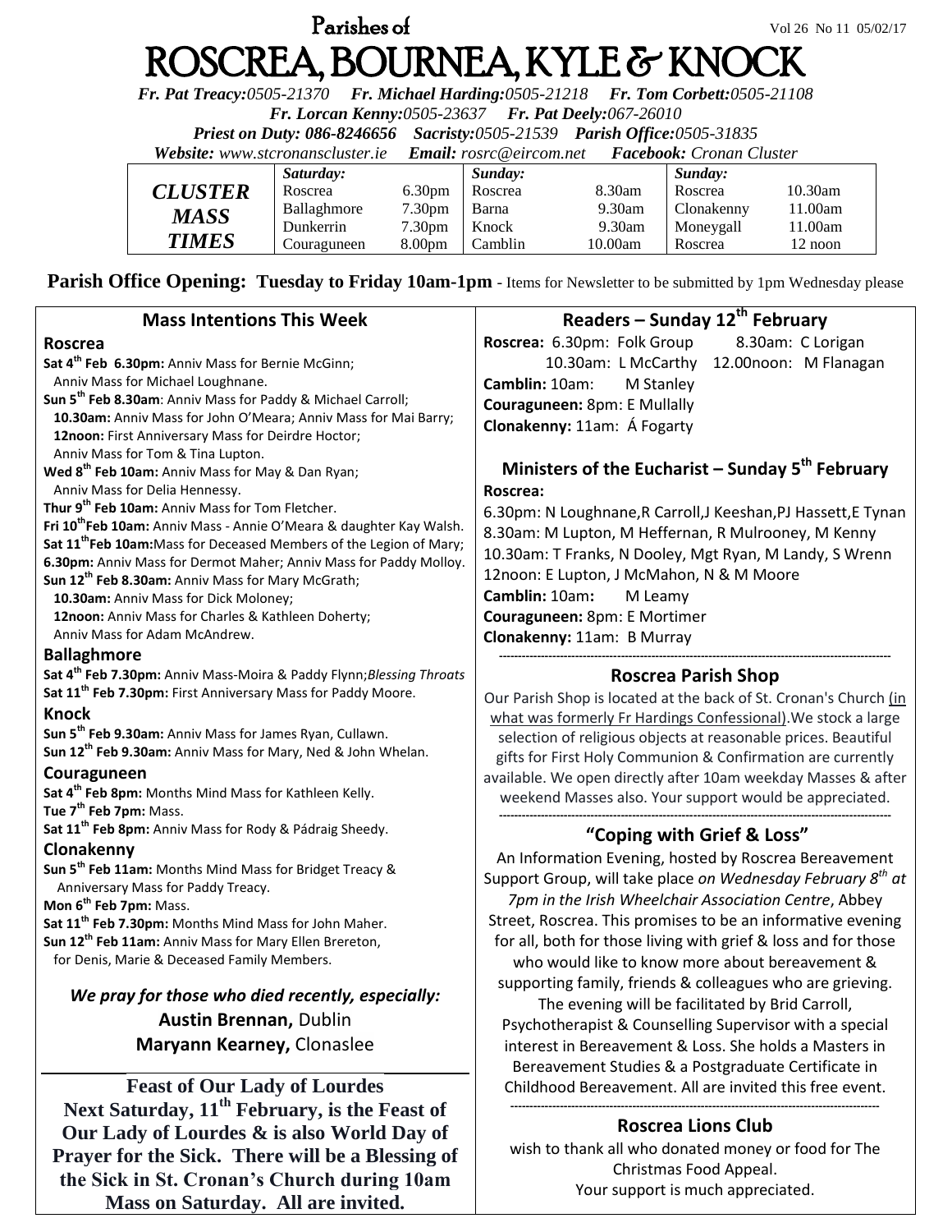# Parishes of ROSCREA, BOURNEA, KYLE & KNOCK

Vol 26 No 11 05/02/17

*Fr. Pat Treacy:0505-21370 Fr. Michael Harding:0505-21218 Fr. Tom Corbett:0505-21108*
*Fr. Lorcan Kenny:0505-23637 Fr. Pat Deely:067-26010*
*Priest on Duty: 086-8246656 Sacristy:0505-21539 Parish Office:0505-31835*
*Website: www.stcronanscluster.ie Email: rosrc@eircom.net Facebook: Cronan Cluster*

| CLUSTER MASS TIMES | Saturday: | | Sunday: | | Sunday: | |
|---|---|---|---|---|---|---|
| | Roscrea | 6.30pm | Roscrea | 8.30am | Roscrea | 10.30am |
| | Ballaghmore | 7.30pm | Barna | 9.30am | Clonakenny | 11.00am |
| | Dunkerrin | 7.30pm | Knock | 9.30am | Moneygall | 11.00am |
| | Couraguneen | 8.00pm | Camblin | 10.00am | Roscrea | 12 noon |

**Parish Office Opening: Tuesday to Friday 10am-1pm** - Items for Newsletter to be submitted by 1pm Wednesday please

## Mass Intentions This Week

### Roscrea

**Sat 4th Feb 6.30pm:** Anniv Mass for Bernie McGinn; Anniv Mass for Michael Loughnane.
**Sun 5th Feb 8.30am**: Anniv Mass for Paddy & Michael Carroll;
**10.30am:** Anniv Mass for John O'Meara; Anniv Mass for Mai Barry;
**12noon:** First Anniversary Mass for Deirdre Hoctor; Anniv Mass for Tom & Tina Lupton.
**Wed 8th Feb 10am:** Anniv Mass for May & Dan Ryan; Anniv Mass for Delia Hennessy.
**Thur 9th Feb 10am:** Anniv Mass for Tom Fletcher.
**Fri 10th Feb 10am:** Anniv Mass - Annie O'Meara & daughter Kay Walsh.
**Sat 11th Feb 10am:** Mass for Deceased Members of the Legion of Mary;
**6.30pm:** Anniv Mass for Dermot Maher; Anniv Mass for Paddy Molloy.
**Sun 12th Feb 8.30am:** Anniv Mass for Mary McGrath;
**10.30am:** Anniv Mass for Dick Moloney;
**12noon:** Anniv Mass for Charles & Kathleen Doherty; Anniv Mass for Adam McAndrew.

### Ballaghmore

**Sat 4th Feb 7.30pm:** Anniv Mass-Moira & Paddy Flynn; *Blessing Throats*
**Sat 11th Feb 7.30pm:** First Anniversary Mass for Paddy Moore.

### Knock

**Sun 5th Feb 9.30am:** Anniv Mass for James Ryan, Cullawn.
**Sun 12th Feb 9.30am:** Anniv Mass for Mary, Ned & John Whelan.

### Couraguneen

**Sat 4th Feb 8pm:** Months Mind Mass for Kathleen Kelly.
**Tue 7th Feb 7pm:** Mass.
**Sat 11th Feb 8pm:** Anniv Mass for Rody & Pádraig Sheedy.

### Clonakenny

**Sun 5th Feb 11am:** Months Mind Mass for Bridget Treacy & Anniversary Mass for Paddy Treacy.
**Mon 6th Feb 7pm:** Mass.
**Sat 11th Feb 7.30pm:** Months Mind Mass for John Maher.
**Sun 12th Feb 11am:** Anniv Mass for Mary Ellen Brereton, for Denis, Marie & Deceased Family Members.

***We pray for those who died recently, especially:***
**Austin Brennan,** Dublin
**Maryann Kearney,** Clonaslee

## Feast of Our Lady of Lourdes

**Next Saturday, 11th February, is the Feast of Our Lady of Lourdes & is also World Day of Prayer for the Sick. There will be a Blessing of the Sick in St. Cronan's Church during 10am Mass on Saturday. All are invited.**

## Readers – Sunday 12th February

**Roscrea:** 6.30pm: Folk Group 8.30am: C Lorigan
10.30am: L McCarthy 12.00noon: M Flanagan
**Camblin:** 10am: M Stanley
**Couraguneen:** 8pm: E Mullally
**Clonakenny:** 11am: Á Fogarty

## Ministers of the Eucharist – Sunday 5th February

**Roscrea:**
6.30pm: N Loughnane,R Carroll,J Keeshan,PJ Hassett,E Tynan
8.30am: M Lupton, M Heffernan, R Mulrooney, M Kenny
10.30am: T Franks, N Dooley, Mgt Ryan, M Landy, S Wrenn
12noon: E Lupton, J McMahon, N & M Moore
**Camblin:** 10am**:** M Leamy
**Couraguneen:** 8pm: E Mortimer
**Clonakenny:** 11am: B Murray

## Roscrea Parish Shop

Our Parish Shop is located at the back of St. Cronan's Church (in what was formerly Fr Hardings Confessional).We stock a large selection of religious objects at reasonable prices. Beautiful gifts for First Holy Communion & Confirmation are currently available. We open directly after 10am weekday Masses & after weekend Masses also. Your support would be appreciated.

## "Coping with Grief & Loss"

An Information Evening, hosted by Roscrea Bereavement Support Group, will take place *on Wednesday February 8th at 7pm in the Irish Wheelchair Association Centre*, Abbey Street, Roscrea. This promises to be an informative evening for all, both for those living with grief & loss and for those who would like to know more about bereavement & supporting family, friends & colleagues who are grieving. The evening will be facilitated by Brid Carroll, Psychotherapist & Counselling Supervisor with a special interest in Bereavement & Loss. She holds a Masters in Bereavement Studies & a Postgraduate Certificate in Childhood Bereavement. All are invited this free event.

## Roscrea Lions Club

wish to thank all who donated money or food for The Christmas Food Appeal.
Your support is much appreciated.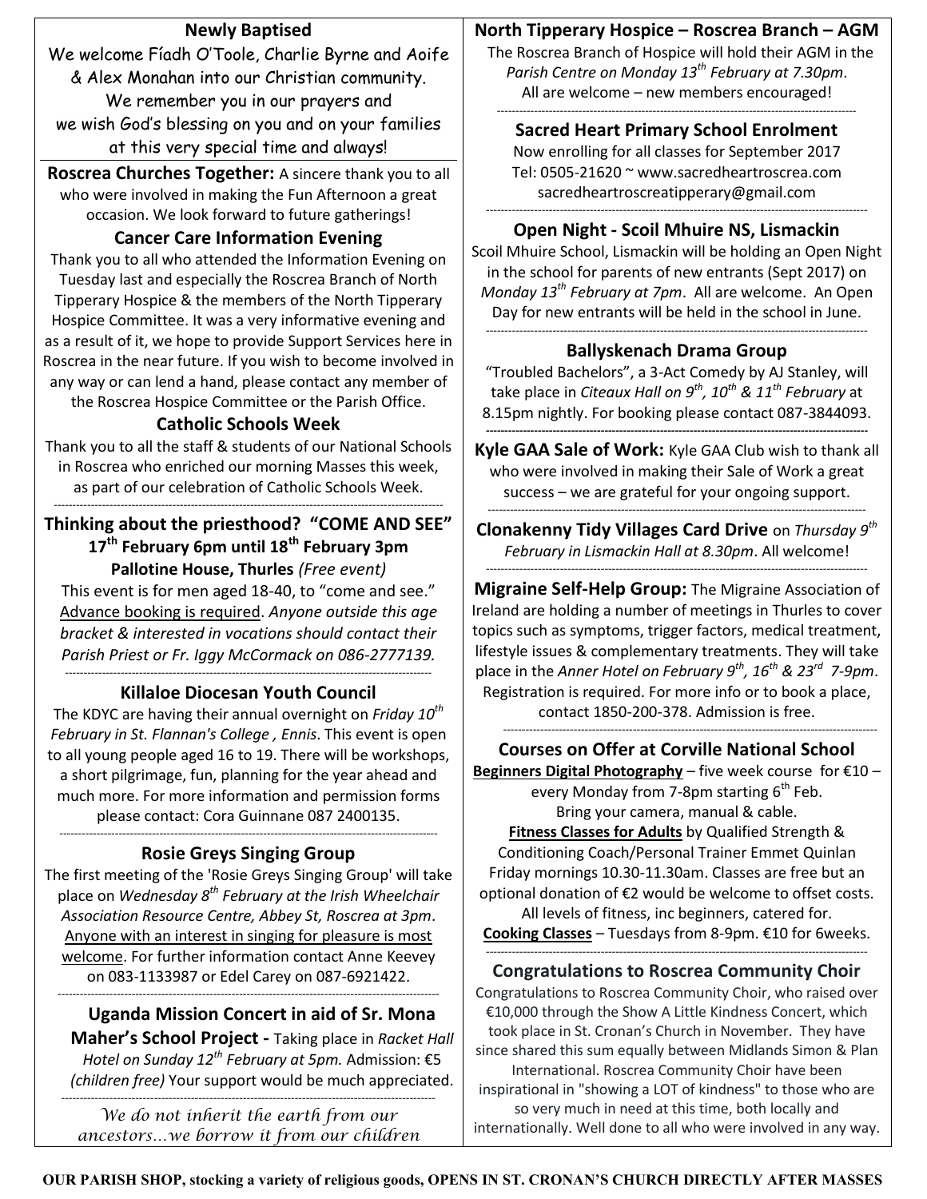## Newly Baptised

We welcome Fíadh O'Toole, Charlie Byrne and Aoife & Alex Monahan into our Christian community. We remember you in our prayers and we wish God's blessing on you and on your families at this very special time and always!

**Roscrea Churches Together:** A sincere thank you to all who were involved in making the Fun Afternoon a great occasion. We look forward to future gatherings!

## Cancer Care Information Evening

Thank you to all who attended the Information Evening on Tuesday last and especially the Roscrea Branch of North Tipperary Hospice & the members of the North Tipperary Hospice Committee. It was a very informative evening and as a result of it, we hope to provide Support Services here in Roscrea in the near future. If you wish to become involved in any way or can lend a hand, please contact any member of the Roscrea Hospice Committee or the Parish Office.

## Catholic Schools Week

Thank you to all the staff & students of our National Schools in Roscrea who enriched our morning Masses this week, as part of our celebration of Catholic Schools Week.

## Thinking about the priesthood? "COME AND SEE"

**17th February 6pm until 18th February 3pm**

**Pallotine House, Thurles** *(Free event)*

This event is for men aged 18-40, to "come and see." Advance booking is required. *Anyone outside this age bracket & interested in vocations should contact their Parish Priest or Fr. Iggy McCormack on 086-2777139.*

## Killaloe Diocesan Youth Council

The KDYC are having their annual overnight on *Friday 10th February in St. Flannan's College , Ennis*. This event is open to all young people aged 16 to 19. There will be workshops, a short pilgrimage, fun, planning for the year ahead and much more. For more information and permission forms please contact: Cora Guinnane 087 2400135.

## Rosie Greys Singing Group

The first meeting of the 'Rosie Greys Singing Group' will take place on *Wednesday 8th February at the Irish Wheelchair Association Resource Centre, Abbey St, Roscrea at 3pm*. Anyone with an interest in singing for pleasure is most welcome. For further information contact Anne Keevey on 083-1133987 or Edel Carey on 087-6921422.

**Uganda Mission Concert in aid of Sr. Mona Maher's School Project -** Taking place in *Racket Hall Hotel on Sunday 12th February at 5pm.* Admission: €5 *(children free)* Your support would be much appreciated.

*We do not inherit the earth from our ancestors…we borrow it from our children*

## North Tipperary Hospice – Roscrea Branch – AGM

The Roscrea Branch of Hospice will hold their AGM in the *Parish Centre on Monday 13th February at 7.30pm*. All are welcome – new members encouraged!

## Sacred Heart Primary School Enrolment

Now enrolling for all classes for September 2017
Tel: 0505-21620 ~ www.sacredheartroscrea.com
sacredheartroscreatipperary@gmail.com

## Open Night - Scoil Mhuire NS, Lismackin

Scoil Mhuire School, Lismackin will be holding an Open Night in the school for parents of new entrants (Sept 2017) on *Monday 13th February at 7pm*. All are welcome. An Open Day for new entrants will be held in the school in June.

## Ballyskenach Drama Group

"Troubled Bachelors", a 3-Act Comedy by AJ Stanley, will take place in *Citeaux Hall on 9th, 10th & 11th February* at 8.15pm nightly. For booking please contact 087-3844093.

**Kyle GAA Sale of Work:** Kyle GAA Club wish to thank all who were involved in making their Sale of Work a great success – we are grateful for your ongoing support.

**Clonakenny Tidy Villages Card Drive** on *Thursday 9th February in Lismackin Hall at 8.30pm*. All welcome!

**Migraine Self-Help Group:** The Migraine Association of Ireland are holding a number of meetings in Thurles to cover topics such as symptoms, trigger factors, medical treatment, lifestyle issues & complementary treatments. They will take place in the *Anner Hotel on February 9th, 16th & 23rd 7-9pm*. Registration is required. For more info or to book a place, contact 1850-200-378. Admission is free.

## Courses on Offer at Corville National School

**Beginners Digital Photography** – five week course for €10 – every Monday from 7-8pm starting 6th Feb. Bring your camera, manual & cable.

**Fitness Classes for Adults** by Qualified Strength & Conditioning Coach/Personal Trainer Emmet Quinlan Friday mornings 10.30-11.30am. Classes are free but an optional donation of €2 would be welcome to offset costs. All levels of fitness, inc beginners, catered for.

**Cooking Classes** – Tuesdays from 8-9pm. €10 for 6weeks.

## Congratulations to Roscrea Community Choir

Congratulations to Roscrea Community Choir, who raised over €10,000 through the Show A Little Kindness Concert, which took place in St. Cronan's Church in November. They have since shared this sum equally between Midlands Simon & Plan International. Roscrea Community Choir have been inspirational in "showing a LOT of kindness" to those who are so very much in need at this time, both locally and internationally. Well done to all who were involved in any way.

**OUR PARISH SHOP, stocking a variety of religious goods, OPENS IN ST. CRONAN'S CHURCH DIRECTLY AFTER MASSES**